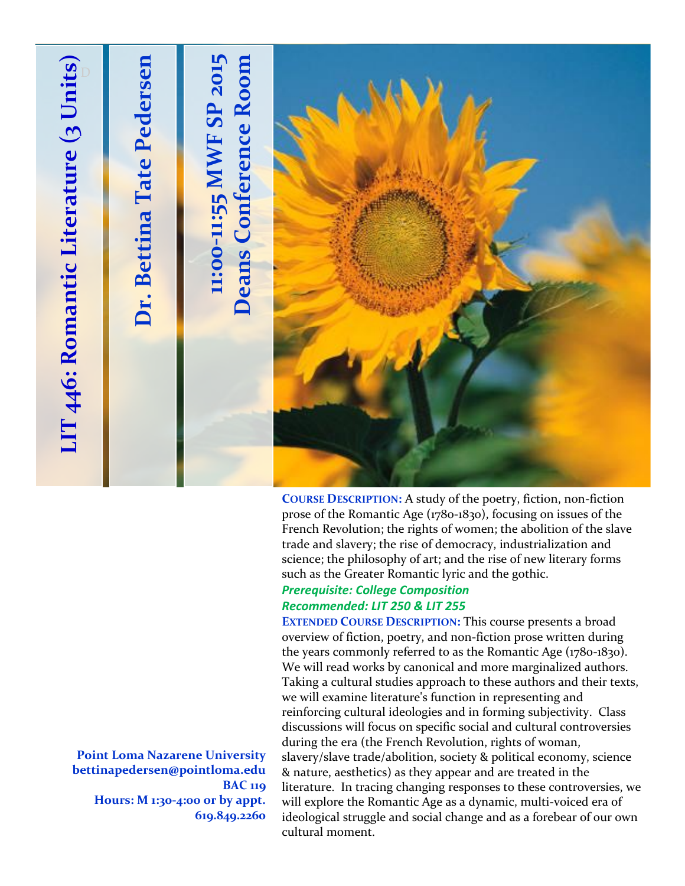# LIT 446: Romantic Literature (3 Units)

## Dr. Bettina Tate Pedersen

### 11:00-11:55 MWF SP 2015
### Deans Conference Room

**COURSE DESCRIPTION:** A study of the poetry, fiction, non-fiction prose of the Romantic Age (1780-1830), focusing on issues of the French Revolution; the rights of women; the abolition of the slave trade and slavery; the rise of democracy, industrialization and science; the philosophy of art; and the rise of new literary forms such as the Greater Romantic lyric and the gothic.

***Prerequisite: College Composition***
***Recommended: LIT 250 & LIT 255***

**EXTENDED COURSE DESCRIPTION:** This course presents a broad overview of fiction, poetry, and non-fiction prose written during the years commonly referred to as the Romantic Age (1780-1830). We will read works by canonical and more marginalized authors. Taking a cultural studies approach to these authors and their texts, we will examine literature's function in representing and reinforcing cultural ideologies and in forming subjectivity. Class discussions will focus on specific social and cultural controversies during the era (the French Revolution, rights of woman, slavery/slave trade/abolition, society & political economy, science & nature, aesthetics) as they appear and are treated in the literature. In tracing changing responses to these controversies, we will explore the Romantic Age as a dynamic, multi-voiced era of ideological struggle and social change and as a forebear of our own cultural moment.

**Point Loma Nazarene University**
**bettinapedersen@pointloma.edu**
**BAC 119**
**Hours: M 1:30-4:00 or by appt.**
**619.849.2260**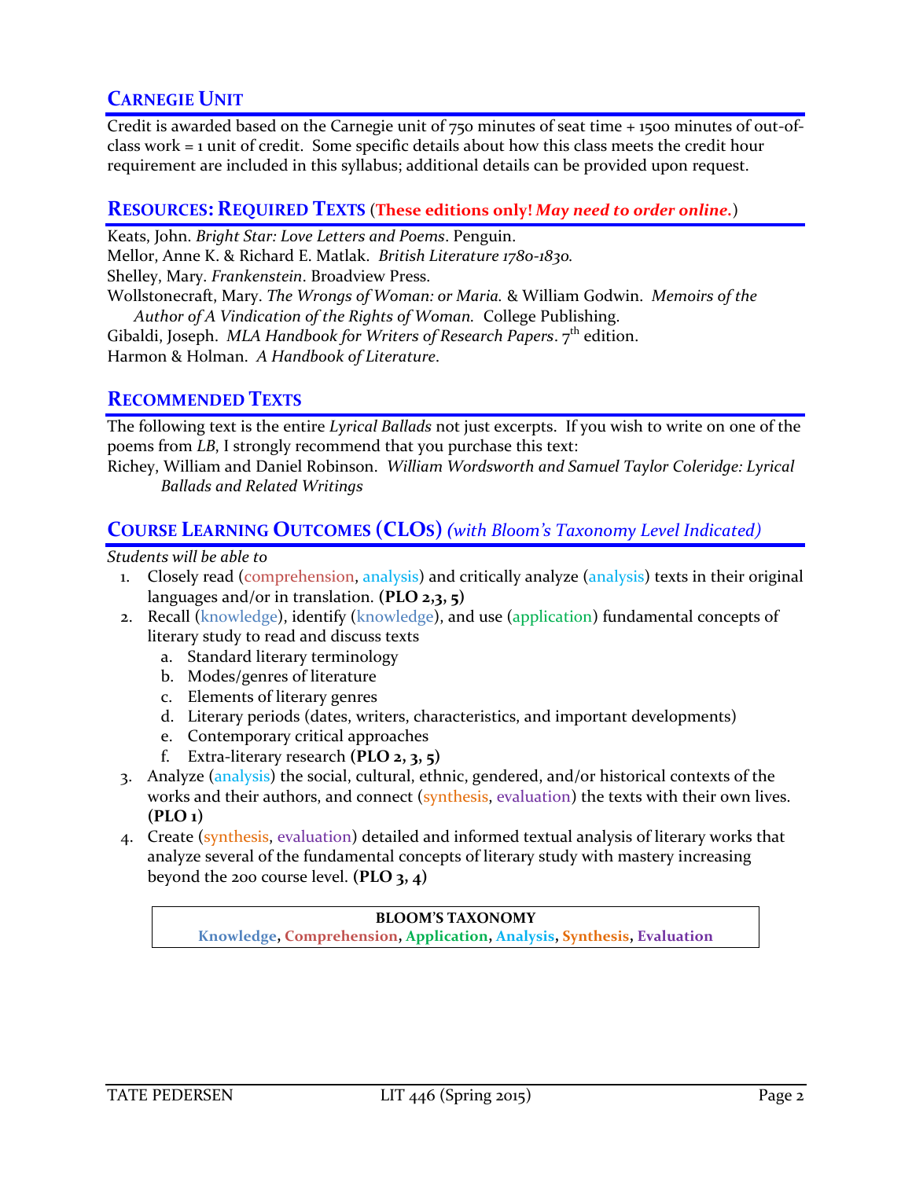## CARNEGIE UNIT

Credit is awarded based on the Carnegie unit of 750 minutes of seat time + 1500 minutes of out-of-class work = 1 unit of credit. Some specific details about how this class meets the credit hour requirement are included in this syllabus; additional details can be provided upon request.

## RESOURCES: REQUIRED TEXTS (**These editions only! *May need to order online.***)

Keats, John. *Bright Star: Love Letters and Poems*. Penguin.
Mellor, Anne K. & Richard E. Matlak. *British Literature 1780-1830.*
Shelley, Mary. *Frankenstein*. Broadview Press.
Wollstonecraft, Mary. *The Wrongs of Woman: or Maria.* & William Godwin. *Memoirs of the Author of A Vindication of the Rights of Woman.* College Publishing.
Gibaldi, Joseph. *MLA Handbook for Writers of Research Papers*. 7th edition.
Harmon & Holman. *A Handbook of Literature*.

## RECOMMENDED TEXTS

The following text is the entire *Lyrical Ballads* not just excerpts. If you wish to write on one of the poems from *LB*, I strongly recommend that you purchase this text:
Richey, William and Daniel Robinson. *William Wordsworth and Samuel Taylor Coleridge: Lyrical Ballads and Related Writings*

## COURSE LEARNING OUTCOMES (CLOS) *(with Bloom's Taxonomy Level Indicated)*

*Students will be able to*

1. Closely read (comprehension, analysis) and critically analyze (analysis) texts in their original languages and/or in translation. **(PLO 2,3, 5)**
2. Recall (knowledge), identify (knowledge), and use (application) fundamental concepts of literary study to read and discuss texts
   a. Standard literary terminology
   b. Modes/genres of literature
   c. Elements of literary genres
   d. Literary periods (dates, writers, characteristics, and important developments)
   e. Contemporary critical approaches
   f. Extra-literary research **(PLO 2, 3, 5)**
3. Analyze (analysis) the social, cultural, ethnic, gendered, and/or historical contexts of the works and their authors, and connect (synthesis, evaluation) the texts with their own lives. **(PLO 1)**
4. Create (synthesis, evaluation) detailed and informed textual analysis of literary works that analyze several of the fundamental concepts of literary study with mastery increasing beyond the 200 course level. **(PLO 3, 4)**

| **BLOOM'S TAXONOMY** |
| --- |
| **Knowledge, Comprehension, Application, Analysis, Synthesis, Evaluation** |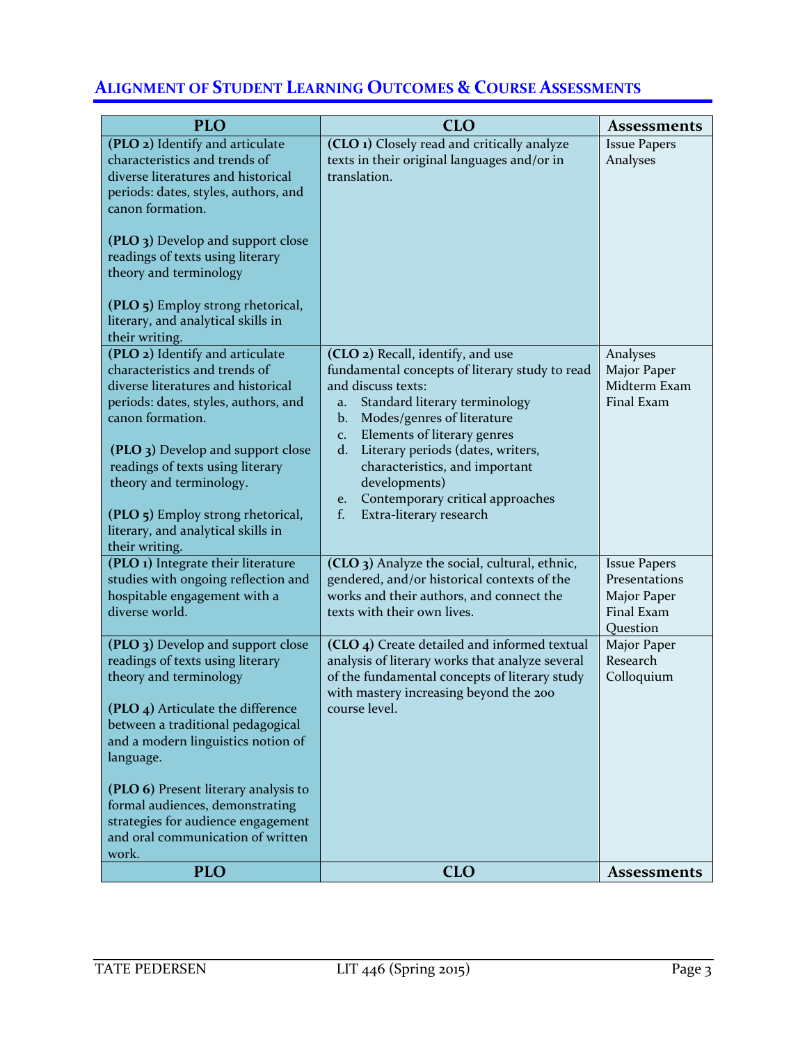## Alignment of Student Learning Outcomes & Course Assessments

| PLO | CLO | Assessments |
|---|---|---|
| **(PLO 2)** Identify and articulate characteristics and trends of diverse literatures and historical periods: dates, styles, authors, and canon formation.<br><br>**(PLO 3)** Develop and support close readings of texts using literary theory and terminology<br><br>**(PLO 5)** Employ strong rhetorical, literary, and analytical skills in their writing. | **(CLO 1)** Closely read and critically analyze texts in their original languages and/or in translation. | Issue Papers<br>Analyses |
| **(PLO 2)** Identify and articulate characteristics and trends of diverse literatures and historical periods: dates, styles, authors, and canon formation.<br><br>**(PLO 3)** Develop and support close readings of texts using literary theory and terminology.<br><br>**(PLO 5)** Employ strong rhetorical, literary, and analytical skills in their writing. | **(CLO 2)** Recall, identify, and use fundamental concepts of literary study to read and discuss texts:<br>a. Standard literary terminology<br>b. Modes/genres of literature<br>c. Elements of literary genres<br>d. Literary periods (dates, writers, characteristics, and important developments)<br>e. Contemporary critical approaches<br>f. Extra-literary research | Analyses<br>Major Paper<br>Midterm Exam<br>Final Exam |
| **(PLO 1)** Integrate their literature studies with ongoing reflection and hospitable engagement with a diverse world. | **(CLO 3)** Analyze the social, cultural, ethnic, gendered, and/or historical contexts of the works and their authors, and connect the texts with their own lives. | Issue Papers<br>Presentations<br>Major Paper<br>Final Exam Question |
| **(PLO 3)** Develop and support close readings of texts using literary theory and terminology<br><br>**(PLO 4)** Articulate the difference between a traditional pedagogical and a modern linguistics notion of language.<br><br>**(PLO 6)** Present literary analysis to formal audiences, demonstrating strategies for audience engagement and oral communication of written work. | **(CLO 4)** Create detailed and informed textual analysis of literary works that analyze several of the fundamental concepts of literary study with mastery increasing beyond the 200 course level. | Major Paper<br>Research Colloquium |
| **PLO** | **CLO** | **Assessments** |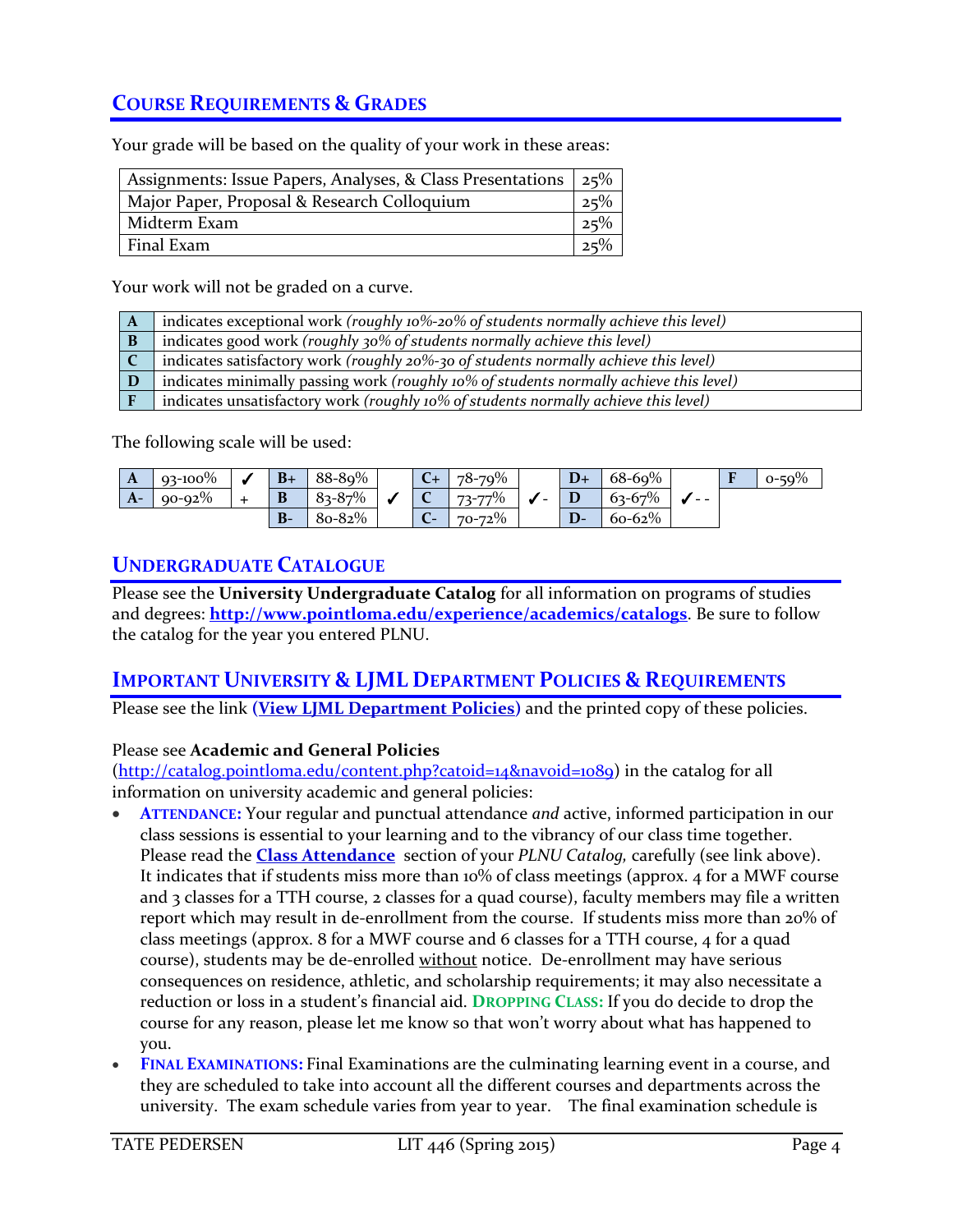## COURSE REQUIREMENTS & GRADES

Your grade will be based on the quality of your work in these areas:

| | |
|---|---|
| Assignments: Issue Papers, Analyses, & Class Presentations | 25% |
| Major Paper, Proposal & Research Colloquium | 25% |
| Midterm Exam | 25% |
| Final Exam | 25% |

Your work will not be graded on a curve.

| | |
|---|---|
| **A** | indicates exceptional work *(roughly 10%-20% of students normally achieve this level)* |
| **B** | indicates good work *(roughly 30% of students normally achieve this level)* |
| **C** | indicates satisfactory work *(roughly 20%-30 of students normally achieve this level)* |
| **D** | indicates minimally passing work *(roughly 10% of students normally achieve this level)* |
| **F** | indicates unsatisfactory work *(roughly 10% of students normally achieve this level)* |

The following scale will be used:

| | | | | | | | | | | | | | | |
|---|---|---|---|---|---|---|---|---|---|---|---|---|---|---|
| **A** | 93-100% | ✓ + | **B+** | 88-89% | ✓ | **C+** | 78-79% | ✓- | **D+** | 68-69% | ✓- - | **F** | 0-59% |
| **A-** | 90-92% | | **B** | 83-87% | | **C** | 73-77% | | **D** | 63-67% | | | |
| | | | **B-** | 80-82% | | **C-** | 70-72% | | **D-** | 60-62% | | | |

## UNDERGRADUATE CATALOGUE

Please see the **University Undergraduate Catalog** for all information on programs of studies and degrees: **http://www.pointloma.edu/experience/academics/catalogs**. Be sure to follow the catalog for the year you entered PLNU.

## IMPORTANT UNIVERSITY & LJML DEPARTMENT POLICIES & REQUIREMENTS

Please see the link **(View LJML Department Policies)** and the printed copy of these policies.

Please see **Academic and General Policies** (http://catalog.pointloma.edu/content.php?catoid=14&navoid=1089) in the catalog for all information on university academic and general policies:

- **ATTENDANCE:** Your regular and punctual attendance *and* active, informed participation in our class sessions is essential to your learning and to the vibrancy of our class time together. Please read the **Class Attendance** section of your *PLNU Catalog,* carefully (see link above). It indicates that if students miss more than 10% of class meetings (approx. 4 for a MWF course and 3 classes for a TTH course, 2 classes for a quad course), faculty members may file a written report which may result in de-enrollment from the course. If students miss more than 20% of class meetings (approx. 8 for a MWF course and 6 classes for a TTH course, 4 for a quad course), students may be de-enrolled without notice. De-enrollment may have serious consequences on residence, athletic, and scholarship requirements; it may also necessitate a reduction or loss in a student's financial aid. **DROPPING CLASS:** If you do decide to drop the course for any reason, please let me know so that won't worry about what has happened to you.
- **FINAL EXAMINATIONS:** Final Examinations are the culminating learning event in a course, and they are scheduled to take into account all the different courses and departments across the university. The exam schedule varies from year to year. The final examination schedule is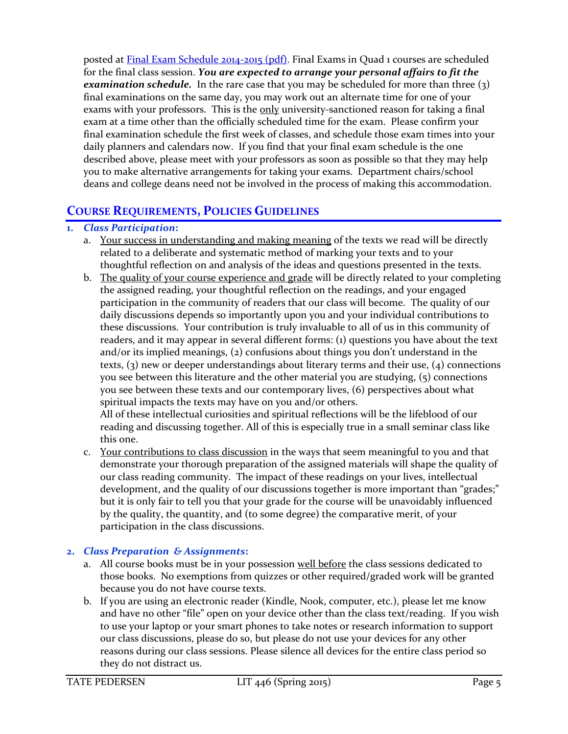posted at [Final Exam Schedule 2014-2015 (pdf)](). Final Exams in Quad 1 courses are scheduled for the final class session. ***You are expected to arrange your personal affairs to fit the examination schedule.*** In the rare case that you may be scheduled for more than three (3) final examinations on the same day, you may work out an alternate time for one of your exams with your professors. This is the <u>only</u> university-sanctioned reason for taking a final exam at a time other than the officially scheduled time for the exam. Please confirm your final examination schedule the first week of classes, and schedule those exam times into your daily planners and calendars now. If you find that your final exam schedule is the one described above, please meet with your professors as soon as possible so that they may help you to make alternative arrangements for taking your exams. Department chairs/school deans and college deans need not be involved in the process of making this accommodation.

## COURSE REQUIREMENTS, POLICIES GUIDELINES

1. ***Class Participation*:**
   a. <u>Your success in understanding and making meaning</u> of the texts we read will be directly related to a deliberate and systematic method of marking your texts and to your thoughtful reflection on and analysis of the ideas and questions presented in the texts.
   b. <u>The quality of your course experience and grade</u> will be directly related to your completing the assigned reading, your thoughtful reflection on the readings, and your engaged participation in the community of readers that our class will become. The quality of our daily discussions depends so importantly upon you and your individual contributions to these discussions. Your contribution is truly invaluable to all of us in this community of readers, and it may appear in several different forms: (1) questions you have about the text and/or its implied meanings, (2) confusions about things you don't understand in the texts, (3) new or deeper understandings about literary terms and their use, (4) connections you see between this literature and the other material you are studying, (5) connections you see between these texts and our contemporary lives, (6) perspectives about what spiritual impacts the texts may have on you and/or others.
   All of these intellectual curiosities and spiritual reflections will be the lifeblood of our reading and discussing together. All of this is especially true in a small seminar class like this one.
   c. <u>Your contributions to class discussion</u> in the ways that seem meaningful to you and that demonstrate your thorough preparation of the assigned materials will shape the quality of our class reading community. The impact of these readings on your lives, intellectual development, and the quality of our discussions together is more important than "grades;" but it is only fair to tell you that your grade for the course will be unavoidably influenced by the quality, the quantity, and (to some degree) the comparative merit, of your participation in the class discussions.

2. ***Class Preparation & Assignments*:**
   a. All course books must be in your possession <u>well before</u> the class sessions dedicated to those books. No exemptions from quizzes or other required/graded work will be granted because you do not have course texts.
   b. If you are using an electronic reader (Kindle, Nook, computer, etc.), please let me know and have no other "file" open on your device other than the class text/reading. If you wish to use your laptop or your smart phones to take notes or research information to support our class discussions, please do so, but please do not use your devices for any other reasons during our class sessions. Please silence all devices for the entire class period so they do not distract us.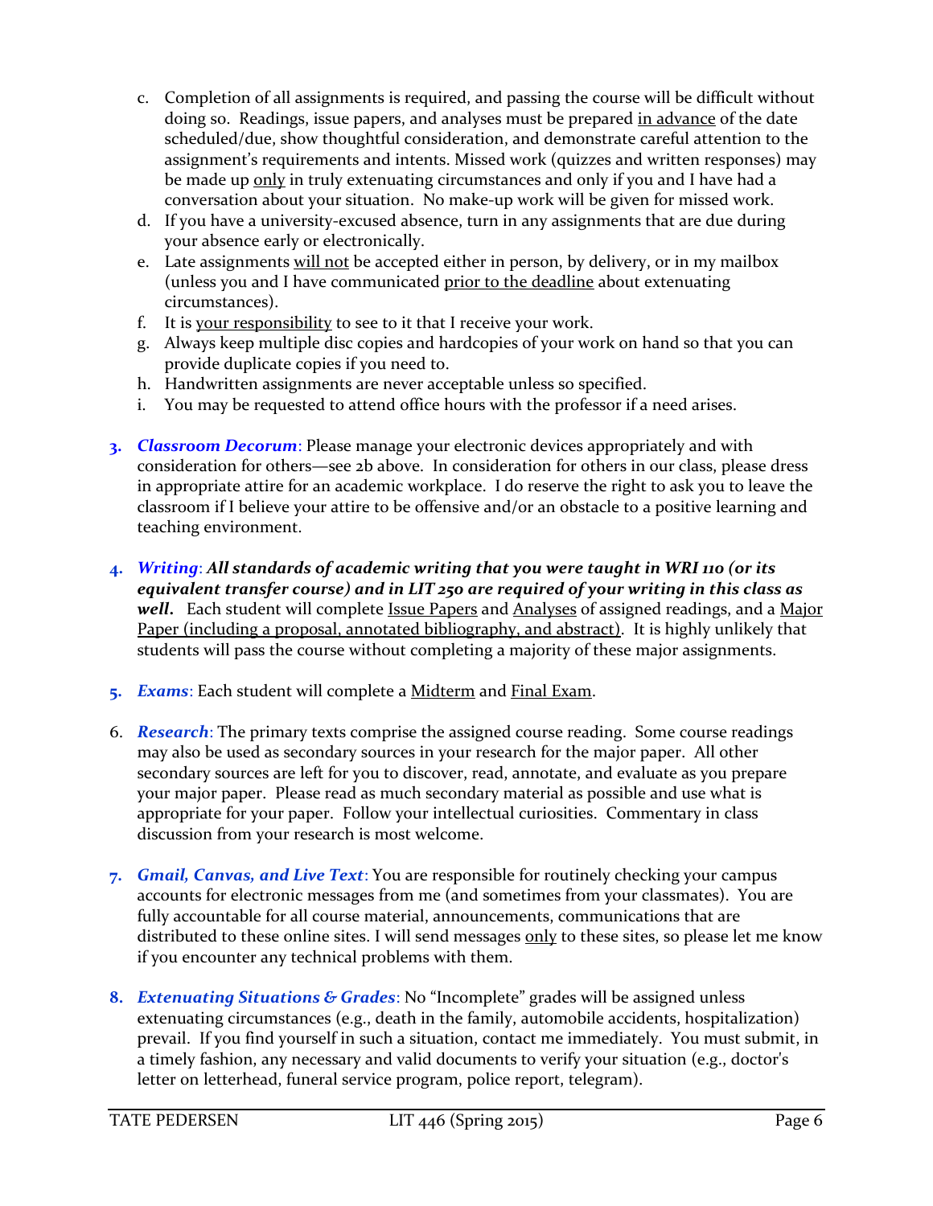c. Completion of all assignments is required, and passing the course will be difficult without doing so. Readings, issue papers, and analyses must be prepared <u>in advance</u> of the date scheduled/due, show thoughtful consideration, and demonstrate careful attention to the assignment's requirements and intents. Missed work (quizzes and written responses) may be made up <u>only</u> in truly extenuating circumstances and only if you and I have had a conversation about your situation. No make-up work will be given for missed work.
d. If you have a university-excused absence, turn in any assignments that are due during your absence early or electronically.
e. Late assignments <u>will not</u> be accepted either in person, by delivery, or in my mailbox (unless you and I have communicated <u>prior to the deadline</u> about extenuating circumstances).
f. It is <u>your responsibility</u> to see to it that I receive your work.
g. Always keep multiple disc copies and hardcopies of your work on hand so that you can provide duplicate copies if you need to.
h. Handwritten assignments are never acceptable unless so specified.
i. You may be requested to attend office hours with the professor if a need arises.

3. ***Classroom Decorum***: Please manage your electronic devices appropriately and with consideration for others—see 2b above. In consideration for others in our class, please dress in appropriate attire for an academic workplace. I do reserve the right to ask you to leave the classroom if I believe your attire to be offensive and/or an obstacle to a positive learning and teaching environment.

4. ***Writing***: ***All standards of academic writing that you were taught in WRI 110 (or its equivalent transfer course) and in LIT 250 are required of your writing in this class as well.*** Each student will complete <u>Issue Papers</u> and <u>Analyses</u> of assigned readings, and a <u>Major Paper (including a proposal, annotated bibliography, and abstract)</u>. It is highly unlikely that students will pass the course without completing a majority of these major assignments.

5. ***Exams***: Each student will complete a <u>Midterm</u> and <u>Final Exam</u>.

6. ***Research***: The primary texts comprise the assigned course reading. Some course readings may also be used as secondary sources in your research for the major paper. All other secondary sources are left for you to discover, read, annotate, and evaluate as you prepare your major paper. Please read as much secondary material as possible and use what is appropriate for your paper. Follow your intellectual curiosities. Commentary in class discussion from your research is most welcome.

7. ***Gmail, Canvas, and Live Text***: You are responsible for routinely checking your campus accounts for electronic messages from me (and sometimes from your classmates). You are fully accountable for all course material, announcements, communications that are distributed to these online sites. I will send messages <u>only</u> to these sites, so please let me know if you encounter any technical problems with them.

8. ***Extenuating Situations & Grades***: No "Incomplete" grades will be assigned unless extenuating circumstances (e.g., death in the family, automobile accidents, hospitalization) prevail. If you find yourself in such a situation, contact me immediately. You must submit, in a timely fashion, any necessary and valid documents to verify your situation (e.g., doctor's letter on letterhead, funeral service program, police report, telegram).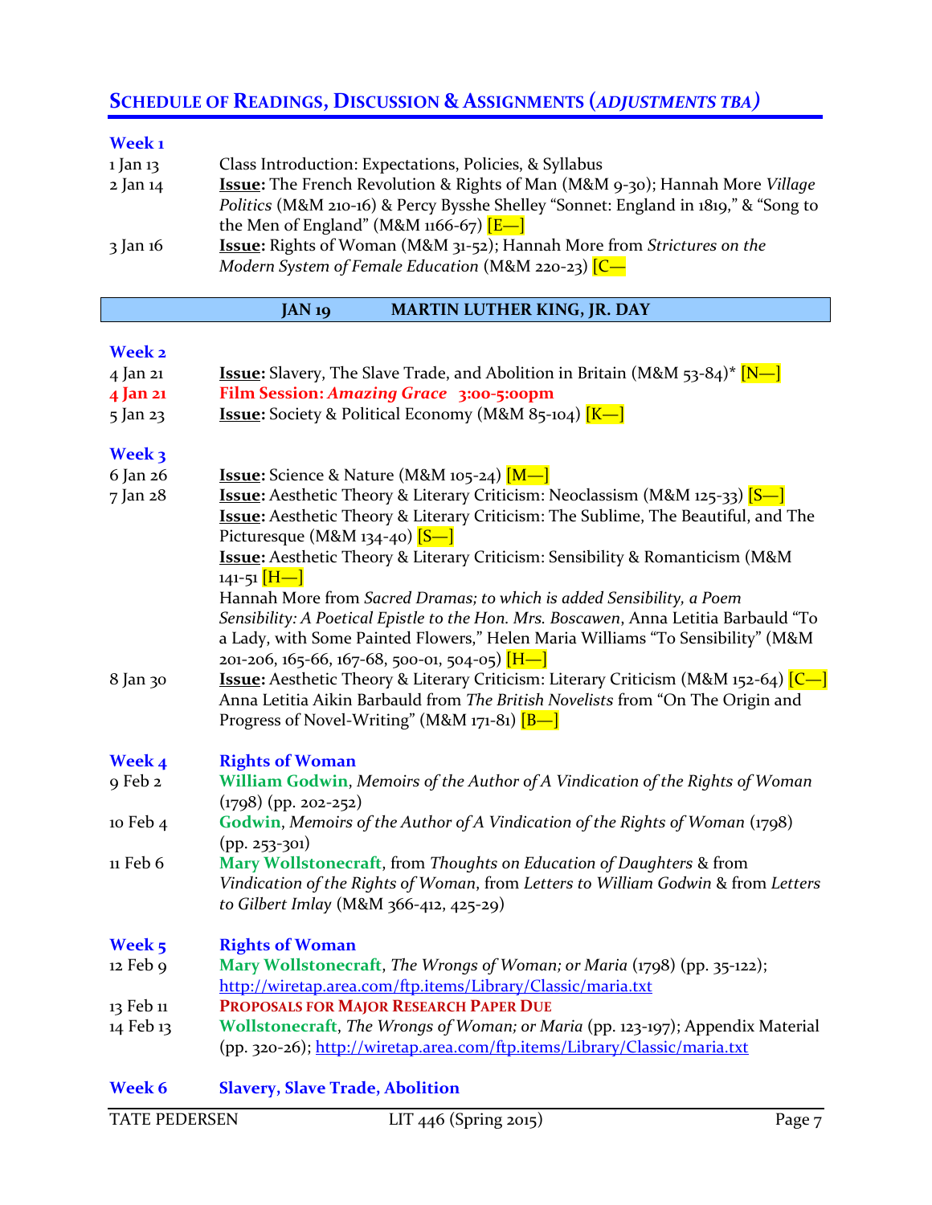## SCHEDULE OF READINGS, DISCUSSION & ASSIGNMENTS (*ADJUSTMENTS TBA*)

**Week 1**

| | |
|---|---|
| 1 Jan 13 | Class Introduction: Expectations, Policies, & Syllabus |
| 2 Jan 14 | **Issue:** The French Revolution & Rights of Man (M&M 9-30); Hannah More *Village Politics* (M&M 210-16) & Percy Bysshe Shelley "Sonnet: England in 1819," & "Song to the Men of England" (M&M 1166-67) [E—] |
| 3 Jan 16 | **Issue:** Rights of Woman (M&M 31-52); Hannah More from *Strictures on the Modern System of Female Education* (M&M 220-23) [C— |

**JAN 19 MARTIN LUTHER KING, JR. DAY**

**Week 2**

| | |
|---|---|
| 4 Jan 21 | **Issue:** Slavery, The Slave Trade, and Abolition in Britain (M&M 53-84)* [N—] |
| **4 Jan 21** | **Film Session: *Amazing Grace* 3:00-5:00pm** |
| 5 Jan 23 | **Issue:** Society & Political Economy (M&M 85-104) [K—] |

**Week 3**

| | |
|---|---|
| 6 Jan 26 | **Issue:** Science & Nature (M&M 105-24) [M—] |
| 7 Jan 28 | **Issue:** Aesthetic Theory & Literary Criticism: Neoclassism (M&M 125-33) [S—]<br>**Issue:** Aesthetic Theory & Literary Criticism: The Sublime, The Beautiful, and The Picturesque (M&M 134-40) [S—]<br>**Issue:** Aesthetic Theory & Literary Criticism: Sensibility & Romanticism (M&M 141-51 [H—]<br>Hannah More from *Sacred Dramas; to which is added Sensibility, a Poem Sensibility: A Poetical Epistle to the Hon. Mrs. Boscawen*, Anna Letitia Barbauld "To a Lady, with Some Painted Flowers," Helen Maria Williams "To Sensibility" (M&M 201-206, 165-66, 167-68, 500-01, 504-05) [H—] |
| 8 Jan 30 | **Issue:** Aesthetic Theory & Literary Criticism: Literary Criticism (M&M 152-64) [C—]<br>Anna Letitia Aikin Barbauld from *The British Novelists* from "On The Origin and Progress of Novel-Writing" (M&M 171-81) [B—] |

**Week 4 Rights of Woman**

| | |
|---|---|
| 9 Feb 2 | **William Godwin**, *Memoirs of the Author of A Vindication of the Rights of Woman* (1798) (pp. 202-252) |
| 10 Feb 4 | **Godwin**, *Memoirs of the Author of A Vindication of the Rights of Woman* (1798) (pp. 253-301) |
| 11 Feb 6 | **Mary Wollstonecraft**, from *Thoughts on Education of Daughters* & from *Vindication of the Rights of Woman*, from *Letters to William Godwin* & from *Letters to Gilbert Imlay* (M&M 366-412, 425-29) |

**Week 5 Rights of Woman**

| | |
|---|---|
| 12 Feb 9 | **Mary Wollstonecraft**, *The Wrongs of Woman; or Maria* (1798) (pp. 35-122); http://wiretap.area.com/ftp.items/Library/Classic/maria.txt |
| 13 Feb 11 | **PROPOSALS FOR MAJOR RESEARCH PAPER DUE** |
| 14 Feb 13 | **Wollstonecraft**, *The Wrongs of Woman; or Maria* (pp. 123-197); Appendix Material (pp. 320-26); http://wiretap.area.com/ftp.items/Library/Classic/maria.txt |

**Week 6 Slavery, Slave Trade, Abolition**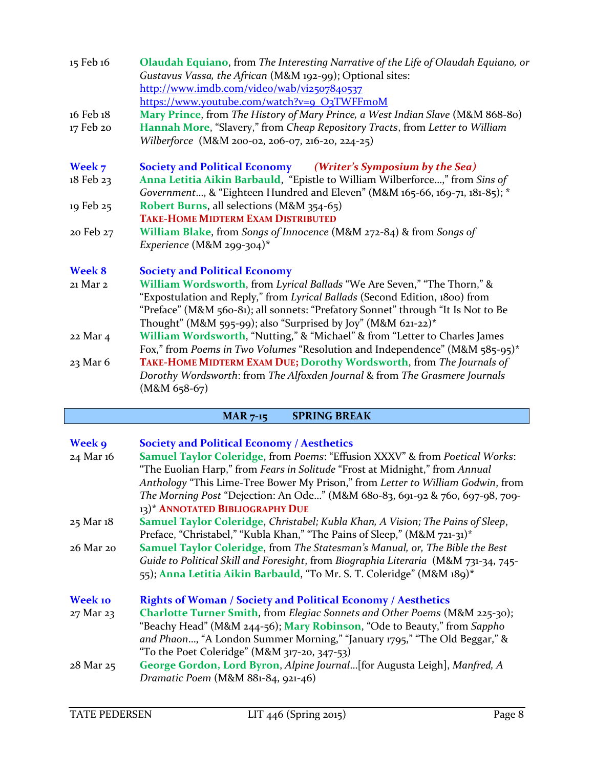15 Feb 16 — **Olaudah Equiano**, from *The Interesting Narrative of the Life of Olaudah Equiano, or Gustavus Vassa, the African* (M&M 192-99); Optional sites: http://www.imdb.com/video/wab/vi2507840537 https://www.youtube.com/watch?v=9_O3TWFFmoM

16 Feb 18 — **Mary Prince**, from *The History of Mary Prince, a West Indian Slave* (M&M 868-80)

17 Feb 20 — **Hannah More**, "Slavery," from *Cheap Repository Tracts*, from *Letter to William Wilberforce* (M&M 200-02, 206-07, 216-20, 224-25)

**Week 7** — **Society and Political Economy** ***(Writer's Symposium by the Sea)***

18 Feb 23 — **Anna Letitia Aikin Barbauld**, "Epistle to William Wilberforce…," from *Sins of Government…*, & "Eighteen Hundred and Eleven" (M&M 165-66, 169-71, 181-85); *

19 Feb 25 — **Robert Burns**, all selections (M&M 354-65)
**TAKE-HOME MIDTERM EXAM DISTRIBUTED**

20 Feb 27 — **William Blake**, from *Songs of Innocence* (M&M 272-84) & from *Songs of Experience* (M&M 299-304)*

**Week 8** — **Society and Political Economy**

21 Mar 2 — **William Wordsworth**, from *Lyrical Ballads* "We Are Seven," "The Thorn," & "Expostulation and Reply," from *Lyrical Ballads* (Second Edition, 1800) from "Preface" (M&M 560-81); all sonnets: "Prefatory Sonnet" through "It Is Not to Be Thought" (M&M 595-99); also "Surprised by Joy" (M&M 621-22)*

22 Mar 4 — **William Wordsworth**, "Nutting," & "Michael" & from "Letter to Charles James Fox," from *Poems in Two Volumes* "Resolution and Independence" (M&M 585-95)*

23 Mar 6 — **TAKE-HOME MIDTERM EXAM DUE; Dorothy Wordsworth**, from *The Journals of Dorothy Wordsworth*: from *The Alfoxden Journal* & from *The Grasmere Journals* (M&M 658-67)

**MAR 7-15 SPRING BREAK**

**Week 9** — **Society and Political Economy / Aesthetics**

24 Mar 16 — **Samuel Taylor Coleridge**, from *Poems*: "Effusion XXXV" & from *Poetical Works*: "The Euolian Harp," from *Fears in Solitude* "Frost at Midnight," from *Annual Anthology* "This Lime-Tree Bower My Prison," from *Letter to William Godwin*, from *The Morning Post* "Dejection: An Ode…" (M&M 680-83, 691-92 & 760, 697-98, 709-13)* **ANNOTATED BIBLIOGRAPHY DUE**

25 Mar 18 — **Samuel Taylor Coleridge**, *Christabel; Kubla Khan, A Vision; The Pains of Sleep*, Preface, "Christabel," "Kubla Khan," "The Pains of Sleep," (M&M 721-31)*

26 Mar 20 — **Samuel Taylor Coleridge**, from *The Statesman's Manual, or, The Bible the Best Guide to Political Skill and Foresight*, from *Biographia Literaria* (M&M 731-34, 745-55); **Anna Letitia Aikin Barbauld**, "To Mr. S. T. Coleridge" (M&M 189)*

**Week 10** — **Rights of Woman / Society and Political Economy / Aesthetics**

27 Mar 23 — **Charlotte Turner Smith**, from *Elegiac Sonnets and Other Poems* (M&M 225-30); "Beachy Head" (M&M 244-56); **Mary Robinson**, "Ode to Beauty," from *Sappho and Phaon…*, "A London Summer Morning," "January 1795," "The Old Beggar," & "To the Poet Coleridge" (M&M 317-20, 347-53)

28 Mar 25 — **George Gordon, Lord Byron**, *Alpine Journal…*[for Augusta Leigh], *Manfred, A Dramatic Poem* (M&M 881-84, 921-46)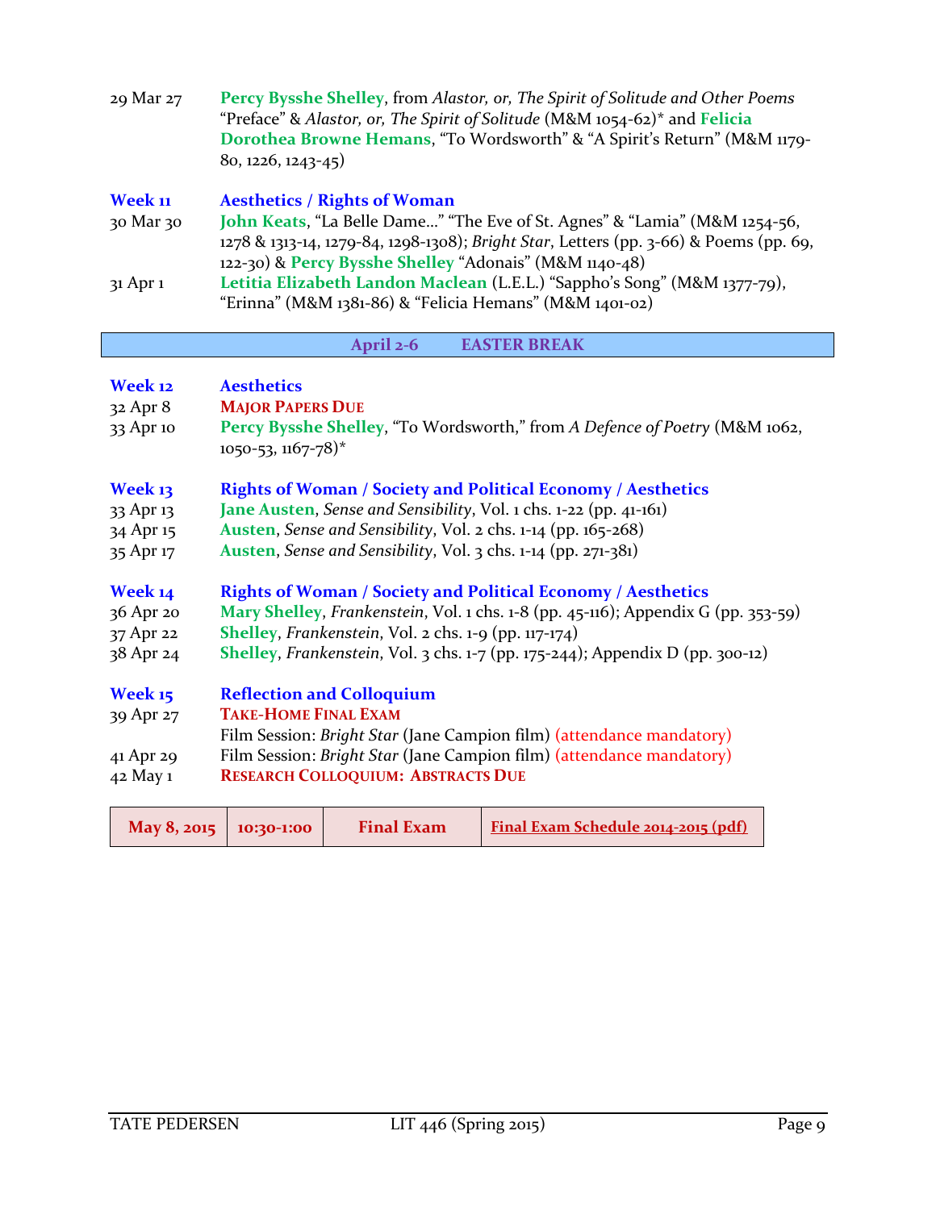29 Mar 27 — **Percy Bysshe Shelley**, from *Alastor, or, The Spirit of Solitude and Other Poems* "Preface" & *Alastor, or, The Spirit of Solitude* (M&M 1054-62)* and **Felicia Dorothea Browne Hemans**, "To Wordsworth" & "A Spirit's Return" (M&M 1179-80, 1226, 1243-45)

### Week 11 — Aesthetics / Rights of Woman

30 Mar 30 — **John Keats**, "La Belle Dame…" "The Eve of St. Agnes" & "Lamia" (M&M 1254-56, 1278 & 1313-14, 1279-84, 1298-1308); *Bright Star*, Letters (pp. 3-66) & Poems (pp. 69, 122-30) & **Percy Bysshe Shelley** "Adonais" (M&M 1140-48)

31 Apr 1 — **Letitia Elizabeth Landon Maclean** (L.E.L.) "Sappho's Song" (M&M 1377-79), "Erinna" (M&M 1381-86) & "Felicia Hemans" (M&M 1401-02)

**April 2-6 — EASTER BREAK**

### Week 12 — Aesthetics

32 Apr 8 — **MAJOR PAPERS DUE**

33 Apr 10 — **Percy Bysshe Shelley**, "To Wordsworth," from *A Defence of Poetry* (M&M 1062, 1050-53, 1167-78)*

### Week 13 — Rights of Woman / Society and Political Economy / Aesthetics

33 Apr 13 — **Jane Austen**, *Sense and Sensibility*, Vol. 1 chs. 1-22 (pp. 41-161)

34 Apr 15 — **Austen**, *Sense and Sensibility*, Vol. 2 chs. 1-14 (pp. 165-268)

35 Apr 17 — **Austen**, *Sense and Sensibility*, Vol. 3 chs. 1-14 (pp. 271-381)

### Week 14 — Rights of Woman / Society and Political Economy / Aesthetics

36 Apr 20 — **Mary Shelley**, *Frankenstein*, Vol. 1 chs. 1-8 (pp. 45-116); Appendix G (pp. 353-59)

37 Apr 22 — **Shelley**, *Frankenstein*, Vol. 2 chs. 1-9 (pp. 117-174)

38 Apr 24 — **Shelley**, *Frankenstein*, Vol. 3 chs. 1-7 (pp. 175-244); Appendix D (pp. 300-12)

### Week 15 — Reflection and Colloquium

39 Apr 27 — **TAKE-HOME FINAL EXAM**
Film Session: *Bright Star* (Jane Campion film) (attendance mandatory)

41 Apr 29 — Film Session: *Bright Star* (Jane Campion film) (attendance mandatory)

42 May 1 — **RESEARCH COLLOQUIUM: ABSTRACTS DUE**

| May 8, 2015 | 10:30-1:00 | Final Exam | Final Exam Schedule 2014-2015 (pdf) |
|---|---|---|---|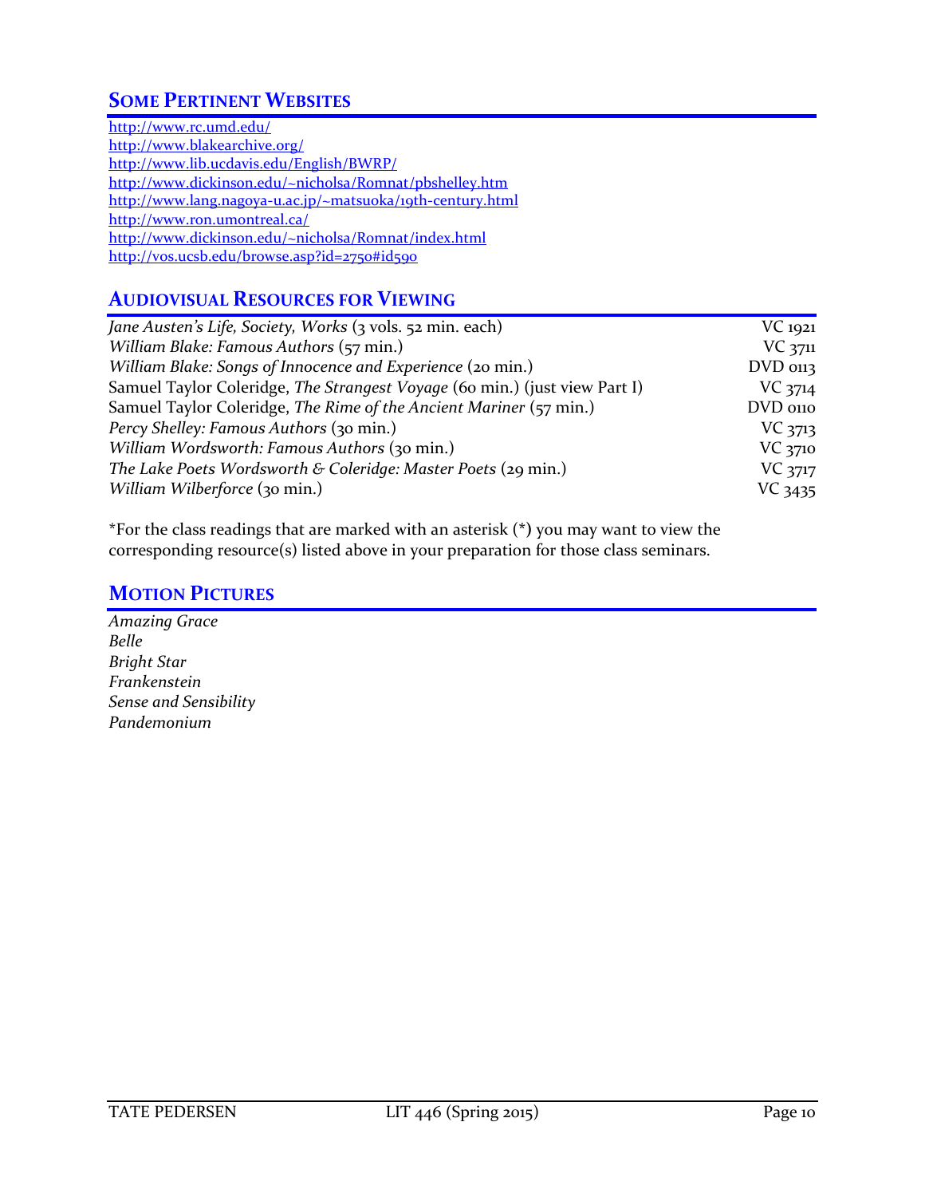## Some Pertinent Websites

http://www.rc.umd.edu/
http://www.blakearchive.org/
http://www.lib.ucdavis.edu/English/BWRP/
http://www.dickinson.edu/~nicholsa/Romnat/pbshelley.htm
http://www.lang.nagoya-u.ac.jp/~matsuoka/19th-century.html
http://www.ron.umontreal.ca/
http://www.dickinson.edu/~nicholsa/Romnat/index.html
http://vos.ucsb.edu/browse.asp?id=2750#id590

## Audiovisual Resources for Viewing

| | |
|---|---|
| *Jane Austen's Life, Society, Works* (3 vols. 52 min. each) | VC 1921 |
| *William Blake: Famous Authors* (57 min.) | VC 3711 |
| *William Blake: Songs of Innocence and Experience* (20 min.) | DVD 0113 |
| Samuel Taylor Coleridge, *The Strangest Voyage* (60 min.) (just view Part I) | VC 3714 |
| Samuel Taylor Coleridge, *The Rime of the Ancient Mariner* (57 min.) | DVD 0110 |
| *Percy Shelley: Famous Authors* (30 min.) | VC 3713 |
| *William Wordsworth: Famous Authors* (30 min.) | VC 3710 |
| *The Lake Poets Wordsworth & Coleridge: Master Poets* (29 min.) | VC 3717 |
| *William Wilberforce* (30 min.) | VC 3435 |

*For the class readings that are marked with an asterisk (*) you may want to view the corresponding resource(s) listed above in your preparation for those class seminars.

## Motion Pictures

*Amazing Grace*
*Belle*
*Bright Star*
*Frankenstein*
*Sense and Sensibility*
*Pandemonium*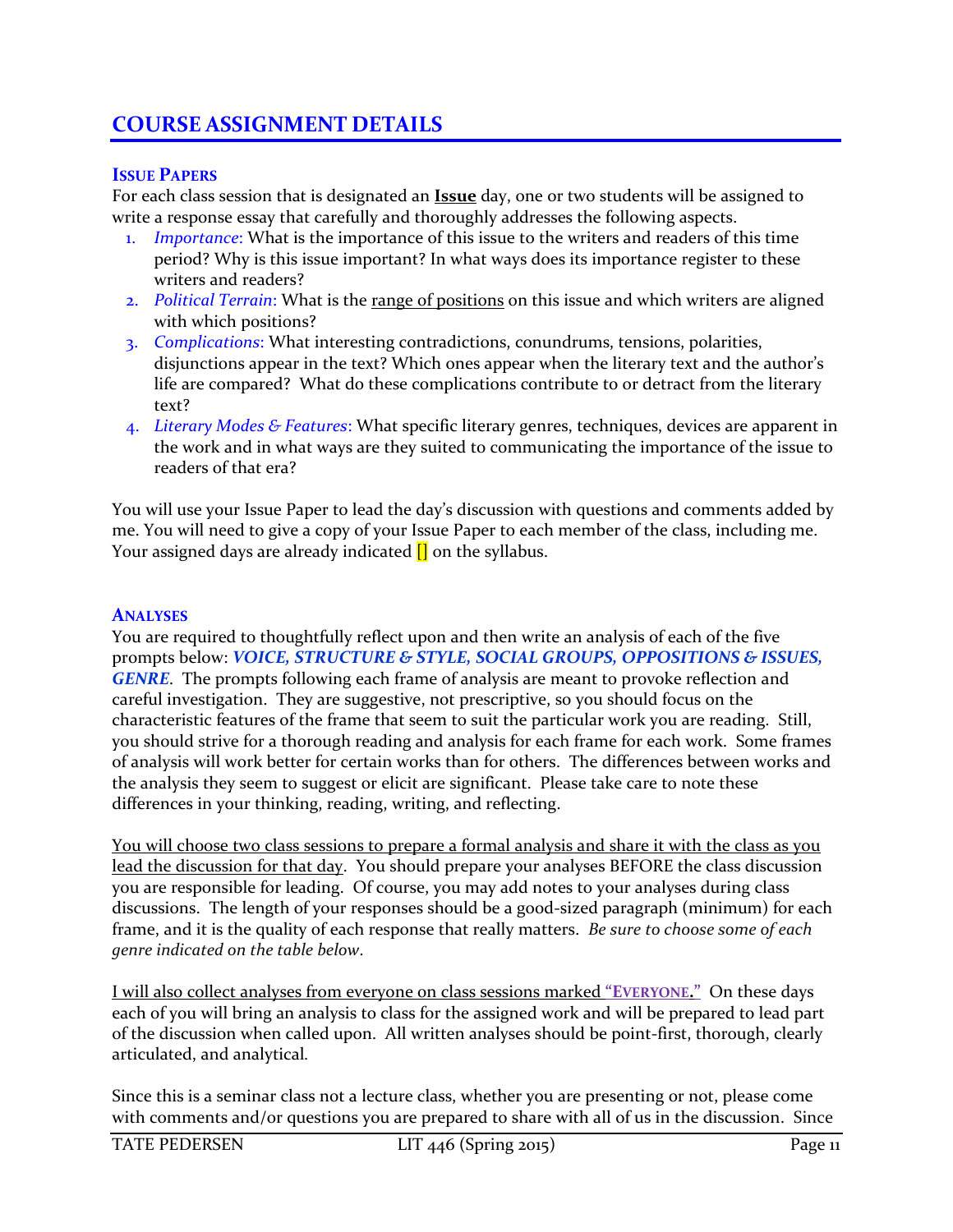# COURSE ASSIGNMENT DETAILS

## ISSUE PAPERS

For each class session that is designated an **Issue** day, one or two students will be assigned to write a response essay that carefully and thoroughly addresses the following aspects.

1. *Importance*: What is the importance of this issue to the writers and readers of this time period? Why is this issue important? In what ways does its importance register to these writers and readers?
2. *Political Terrain*: What is the range of positions on this issue and which writers are aligned with which positions?
3. *Complications*: What interesting contradictions, conundrums, tensions, polarities, disjunctions appear in the text? Which ones appear when the literary text and the author's life are compared? What do these complications contribute to or detract from the literary text?
4. *Literary Modes & Features*: What specific literary genres, techniques, devices are apparent in the work and in what ways are they suited to communicating the importance of the issue to readers of that era?

You will use your Issue Paper to lead the day's discussion with questions and comments added by me. You will need to give a copy of your Issue Paper to each member of the class, including me. Your assigned days are already indicated [] on the syllabus.

## ANALYSES

You are required to thoughtfully reflect upon and then write an analysis of each of the five prompts below: ***VOICE, STRUCTURE & STYLE, SOCIAL GROUPS, OPPOSITIONS & ISSUES, GENRE***. The prompts following each frame of analysis are meant to provoke reflection and careful investigation. They are suggestive, not prescriptive, so you should focus on the characteristic features of the frame that seem to suit the particular work you are reading. Still, you should strive for a thorough reading and analysis for each frame for each work. Some frames of analysis will work better for certain works than for others. The differences between works and the analysis they seem to suggest or elicit are significant. Please take care to note these differences in your thinking, reading, writing, and reflecting.

You will choose two class sessions to prepare a formal analysis and share it with the class as you lead the discussion for that day. You should prepare your analyses BEFORE the class discussion you are responsible for leading. Of course, you may add notes to your analyses during class discussions. The length of your responses should be a good-sized paragraph (minimum) for each frame, and it is the quality of each response that really matters. *Be sure to choose some of each genre indicated on the table below*.

I will also collect analyses from everyone on class sessions marked "**EVERYONE**." On these days each of you will bring an analysis to class for the assigned work and will be prepared to lead part of the discussion when called upon. All written analyses should be point-first, thorough, clearly articulated, and analytical.

Since this is a seminar class not a lecture class, whether you are presenting or not, please come with comments and/or questions you are prepared to share with all of us in the discussion. Since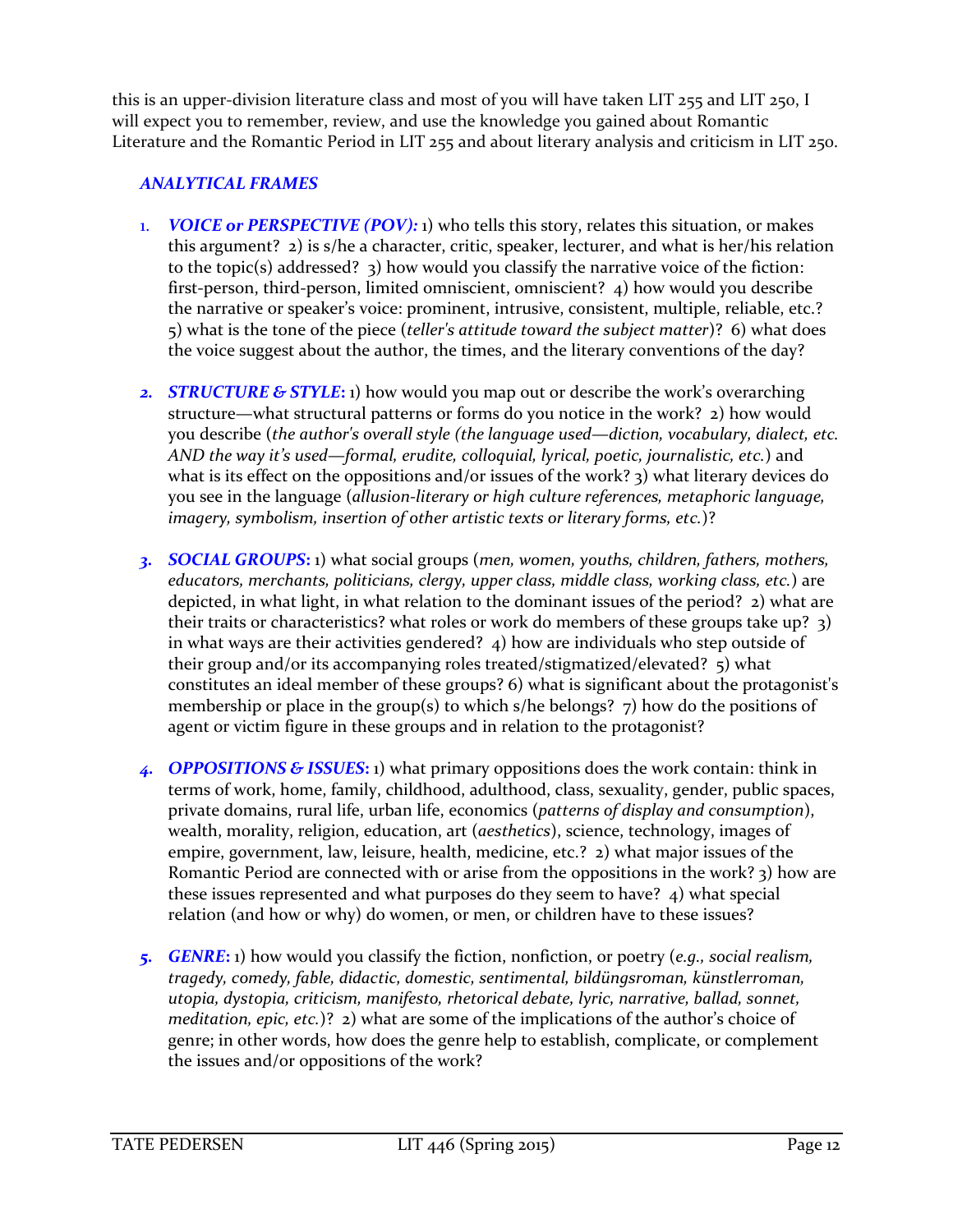this is an upper-division literature class and most of you will have taken LIT 255 and LIT 250, I will expect you to remember, review, and use the knowledge you gained about Romantic Literature and the Romantic Period in LIT 255 and about literary analysis and criticism in LIT 250.

### *ANALYTICAL FRAMES*

1. ***VOICE or PERSPECTIVE (POV):*** 1) who tells this story, relates this situation, or makes this argument? 2) is s/he a character, critic, speaker, lecturer, and what is her/his relation to the topic(s) addressed? 3) how would you classify the narrative voice of the fiction: first-person, third-person, limited omniscient, omniscient? 4) how would you describe the narrative or speaker's voice: prominent, intrusive, consistent, multiple, reliable, etc.? 5) what is the tone of the piece (*teller's attitude toward the subject matter*)? 6) what does the voice suggest about the author, the times, and the literary conventions of the day?

2. ***STRUCTURE & STYLE*:** 1) how would you map out or describe the work's overarching structure—what structural patterns or forms do you notice in the work? 2) how would you describe (*the author's overall style (the language used—diction, vocabulary, dialect, etc. AND the way it's used—formal, erudite, colloquial, lyrical, poetic, journalistic, etc.*) and what is its effect on the oppositions and/or issues of the work? 3) what literary devices do you see in the language (*allusion-literary or high culture references, metaphoric language, imagery, symbolism, insertion of other artistic texts or literary forms, etc.*)?

3. ***SOCIAL GROUPS*:** 1) what social groups (*men, women, youths, children, fathers, mothers, educators, merchants, politicians, clergy, upper class, middle class, working class, etc.*) are depicted, in what light, in what relation to the dominant issues of the period? 2) what are their traits or characteristics? what roles or work do members of these groups take up? 3) in what ways are their activities gendered? 4) how are individuals who step outside of their group and/or its accompanying roles treated/stigmatized/elevated? 5) what constitutes an ideal member of these groups? 6) what is significant about the protagonist's membership or place in the group(s) to which s/he belongs? 7) how do the positions of agent or victim figure in these groups and in relation to the protagonist?

4. ***OPPOSITIONS & ISSUES*:** 1) what primary oppositions does the work contain: think in terms of work, home, family, childhood, adulthood, class, sexuality, gender, public spaces, private domains, rural life, urban life, economics (*patterns of display and consumption*), wealth, morality, religion, education, art (*aesthetics*), science, technology, images of empire, government, law, leisure, health, medicine, etc.? 2) what major issues of the Romantic Period are connected with or arise from the oppositions in the work? 3) how are these issues represented and what purposes do they seem to have? 4) what special relation (and how or why) do women, or men, or children have to these issues?

5. ***GENRE*:** 1) how would you classify the fiction, nonfiction, or poetry (*e.g., social realism, tragedy, comedy, fable, didactic, domestic, sentimental, bildüngsroman, künstlerroman, utopia, dystopia, criticism, manifesto, rhetorical debate, lyric, narrative, ballad, sonnet, meditation, epic, etc.*)? 2) what are some of the implications of the author's choice of genre; in other words, how does the genre help to establish, complicate, or complement the issues and/or oppositions of the work?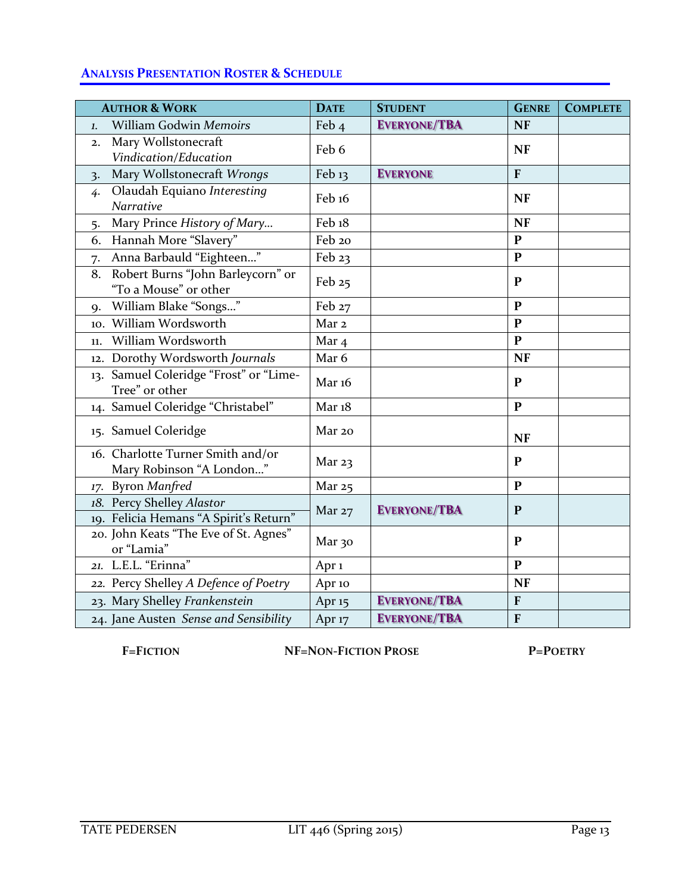## ANALYSIS PRESENTATION ROSTER & SCHEDULE

| AUTHOR & WORK | DATE | STUDENT | GENRE | COMPLETE |
|---|---|---|---|---|
| 1. William Godwin *Memoirs* | Feb 4 | **EVERYONE/TBA** | **NF** | |
| 2. Mary Wollstonecraft *Vindication/Education* | Feb 6 | | **NF** | |
| 3. Mary Wollstonecraft *Wrongs* | Feb 13 | **EVERYONE** | **F** | |
| 4. Olaudah Equiano *Interesting Narrative* | Feb 16 | | **NF** | |
| 5. Mary Prince *History of Mary…* | Feb 18 | | **NF** | |
| 6. Hannah More "Slavery" | Feb 20 | | **P** | |
| 7. Anna Barbauld "Eighteen…" | Feb 23 | | **P** | |
| 8. Robert Burns "John Barleycorn" or "To a Mouse" or other | Feb 25 | | **P** | |
| 9. William Blake "Songs…" | Feb 27 | | **P** | |
| 10. William Wordsworth | Mar 2 | | **P** | |
| 11. William Wordsworth | Mar 4 | | **P** | |
| 12. Dorothy Wordsworth *Journals* | Mar 6 | | **NF** | |
| 13. Samuel Coleridge "Frost" or "Lime-Tree" or other | Mar 16 | | **P** | |
| 14. Samuel Coleridge "Christabel" | Mar 18 | | **P** | |
| 15. Samuel Coleridge | Mar 20 | | **NF** | |
| 16. Charlotte Turner Smith and/or Mary Robinson "A London…" | Mar 23 | | **P** | |
| 17. Byron *Manfred* | Mar 25 | | **P** | |
| 18. Percy Shelley *Alastor* / 19. Felicia Hemans "A Spirit's Return" | Mar 27 | **EVERYONE/TBA** | **P** | |
| 20. John Keats "The Eve of St. Agnes" or "Lamia" | Mar 30 | | **P** | |
| 21. L.E.L. "Erinna" | Apr 1 | | **P** | |
| 22. Percy Shelley *A Defence of Poetry* | Apr 10 | | **NF** | |
| 23. Mary Shelley *Frankenstein* | Apr 15 | **EVERYONE/TBA** | **F** | |
| 24. Jane Austen *Sense and Sensibility* | Apr 17 | **EVERYONE/TBA** | **F** | |

**F=FICTION** **NF=NON-FICTION PROSE** **P=POETRY**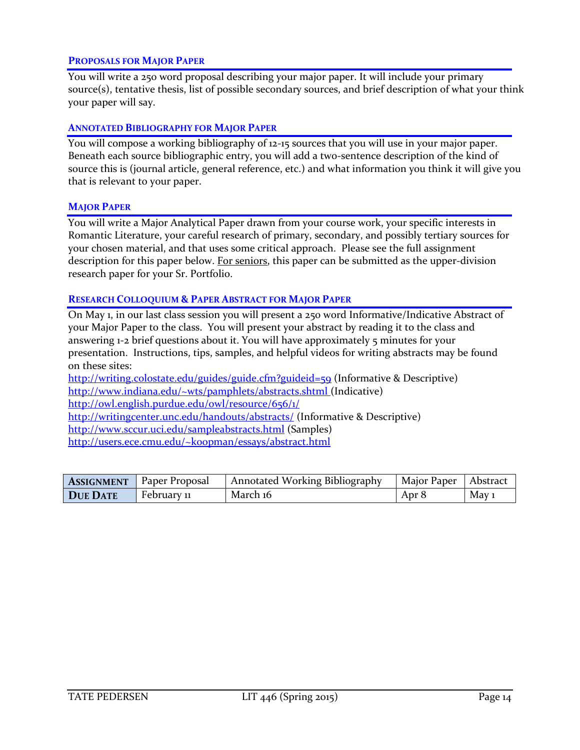### Proposals for Major Paper

You will write a 250 word proposal describing your major paper. It will include your primary source(s), tentative thesis, list of possible secondary sources, and brief description of what your think your paper will say.

### Annotated Bibliography for Major Paper

You will compose a working bibliography of 12-15 sources that you will use in your major paper. Beneath each source bibliographic entry, you will add a two-sentence description of the kind of source this is (journal article, general reference, etc.) and what information you think it will give you that is relevant to your paper.

### Major Paper

You will write a Major Analytical Paper drawn from your course work, your specific interests in Romantic Literature, your careful research of primary, secondary, and possibly tertiary sources for your chosen material, and that uses some critical approach. Please see the full assignment description for this paper below. For seniors, this paper can be submitted as the upper-division research paper for your Sr. Portfolio.

### Research Colloquium & Paper Abstract for Major Paper

On May 1, in our last class session you will present a 250 word Informative/Indicative Abstract of your Major Paper to the class. You will present your abstract by reading it to the class and answering 1-2 brief questions about it. You will have approximately 5 minutes for your presentation. Instructions, tips, samples, and helpful videos for writing abstracts may be found on these sites:

http://writing.colostate.edu/guides/guide.cfm?guideid=59 (Informative & Descriptive)
http://www.indiana.edu/~wts/pamphlets/abstracts.shtml (Indicative)
http://owl.english.purdue.edu/owl/resource/656/1/
http://writingcenter.unc.edu/handouts/abstracts/ (Informative & Descriptive)
http://www.sccur.uci.edu/sampleabstracts.html (Samples)
http://users.ece.cmu.edu/~koopman/essays/abstract.html

| **Assignment** | Paper Proposal | Annotated Working Bibliography | Major Paper | Abstract |
|---|---|---|---|---|
| **Due Date** | February 11 | March 16 | Apr 8 | May 1 |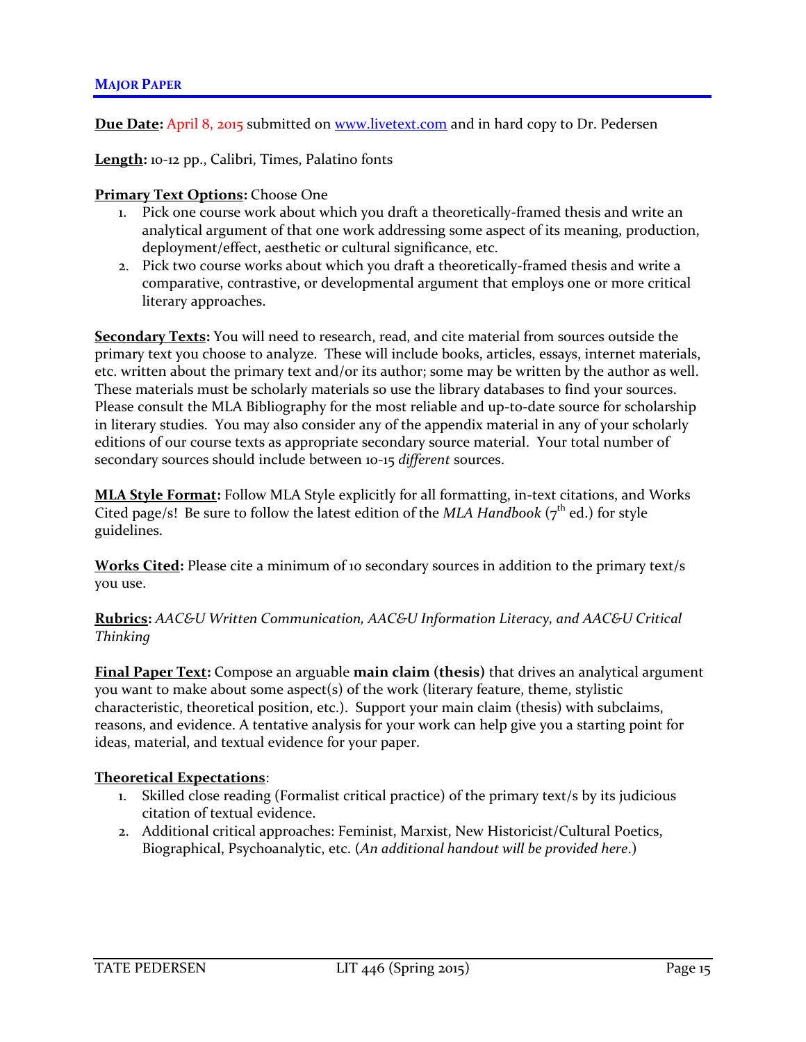## MAJOR PAPER

**Due Date:** April 8, 2015 submitted on www.livetext.com and in hard copy to Dr. Pedersen

**Length:** 10-12 pp., Calibri, Times, Palatino fonts

**Primary Text Options:** Choose One

1. Pick one course work about which you draft a theoretically-framed thesis and write an analytical argument of that one work addressing some aspect of its meaning, production, deployment/effect, aesthetic or cultural significance, etc.
2. Pick two course works about which you draft a theoretically-framed thesis and write a comparative, contrastive, or developmental argument that employs one or more critical literary approaches.

**Secondary Texts:** You will need to research, read, and cite material from sources outside the primary text you choose to analyze. These will include books, articles, essays, internet materials, etc. written about the primary text and/or its author; some may be written by the author as well. These materials must be scholarly materials so use the library databases to find your sources. Please consult the MLA Bibliography for the most reliable and up-to-date source for scholarship in literary studies. You may also consider any of the appendix material in any of your scholarly editions of our course texts as appropriate secondary source material. Your total number of secondary sources should include between 10-15 *different* sources.

**MLA Style Format:** Follow MLA Style explicitly for all formatting, in-text citations, and Works Cited page/s! Be sure to follow the latest edition of the *MLA Handbook* (7th ed.) for style guidelines.

**Works Cited:** Please cite a minimum of 10 secondary sources in addition to the primary text/s you use.

**Rubrics:** *AAC&U Written Communication, AAC&U Information Literacy, and AAC&U Critical Thinking*

**Final Paper Text:** Compose an arguable **main claim (thesis)** that drives an analytical argument you want to make about some aspect(s) of the work (literary feature, theme, stylistic characteristic, theoretical position, etc.). Support your main claim (thesis) with subclaims, reasons, and evidence. A tentative analysis for your work can help give you a starting point for ideas, material, and textual evidence for your paper.

**Theoretical Expectations**:

1. Skilled close reading (Formalist critical practice) of the primary text/s by its judicious citation of textual evidence.
2. Additional critical approaches: Feminist, Marxist, New Historicist/Cultural Poetics, Biographical, Psychoanalytic, etc. (*An additional handout will be provided here*.)